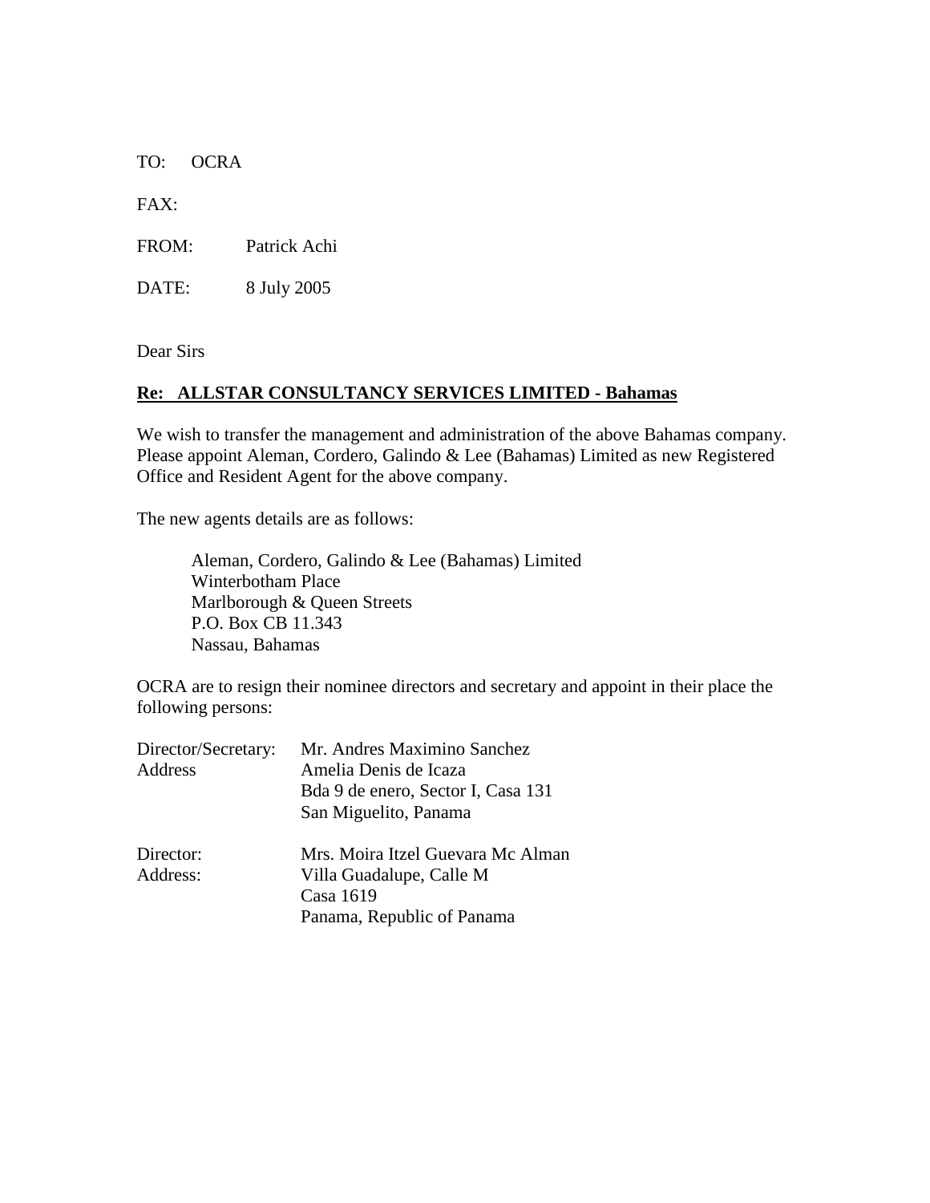TO: OCRA

FAX:

FROM: Patrick Achi

DATE: 8 July 2005

Dear Sirs

**Re: ALLSTAR CONSULTANCY SERVICES LIMITED - Bahamas**

We wish to transfer the management and administration of the above Bahamas company. Please appoint Aleman, Cordero, Galindo & Lee (Bahamas) Limited as new Registered Office and Resident Agent for the above company.

The new agents details are as follows:

> Aleman, Cordero, Galindo & Lee (Bahamas) Limited
> Winterbotham Place
> Marlborough & Queen Streets
> P.O. Box CB 11.343
> Nassau, Bahamas

OCRA are to resign their nominee directors and secretary and appoint in their place the following persons:

Director/Secretary: Mr. Andres Maximino Sanchez
Address: Amelia Denis de Icaza
Bda 9 de enero, Sector I, Casa 131
San Miguelito, Panama

Director: Mrs. Moira Itzel Guevara Mc Alman
Address: Villa Guadalupe, Calle M
Casa 1619
Panama, Republic of Panama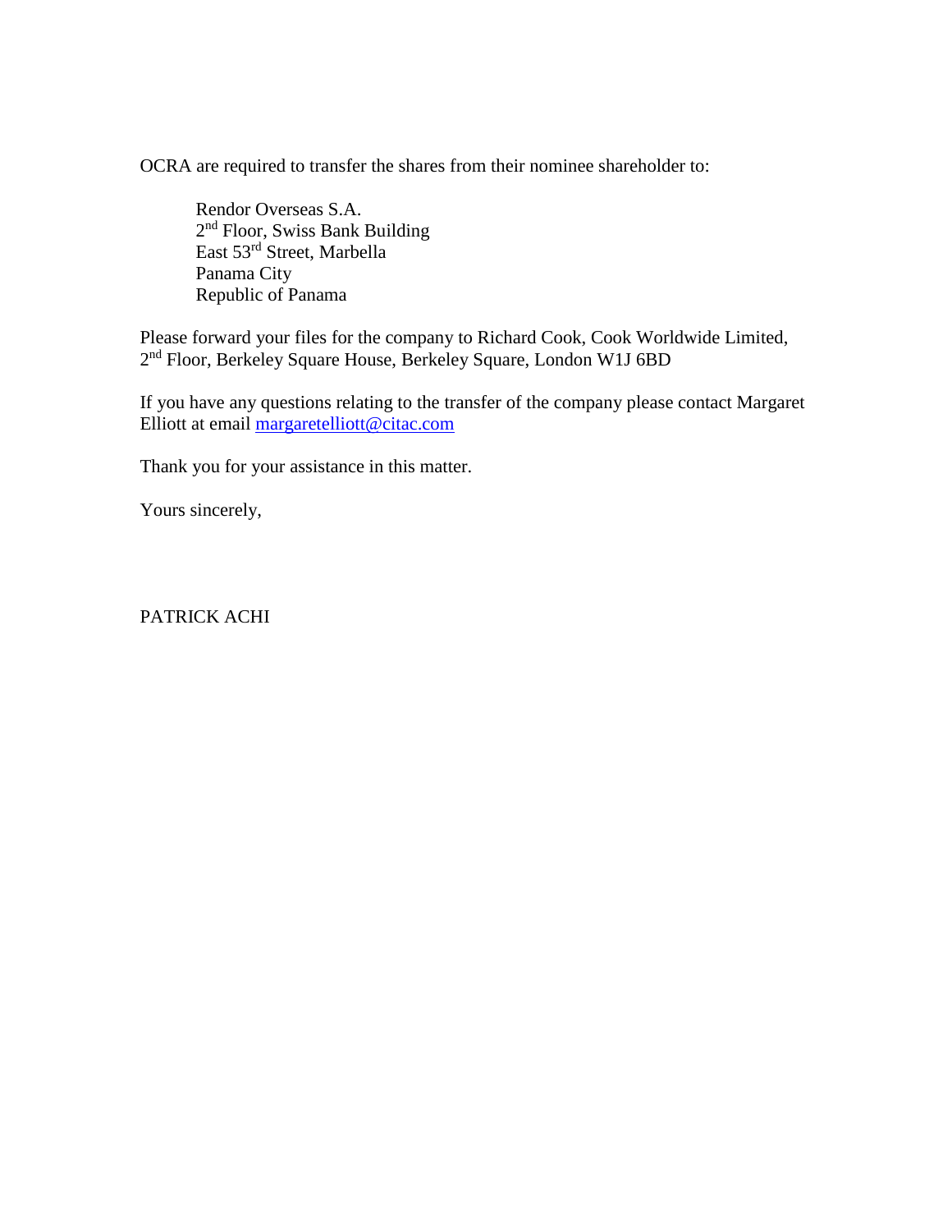OCRA are required to transfer the shares from their nominee shareholder to:

Rendor Overseas S.A.  
2nd Floor, Swiss Bank Building  
East 53rd Street, Marbella  
Panama City  
Republic of Panama

Please forward your files for the company to Richard Cook, Cook Worldwide Limited, 2nd Floor, Berkeley Square House, Berkeley Square, London W1J 6BD

If you have any questions relating to the transfer of the company please contact Margaret Elliott at email margaretelliott@citac.com

Thank you for your assistance in this matter.

Yours sincerely,

PATRICK ACHI